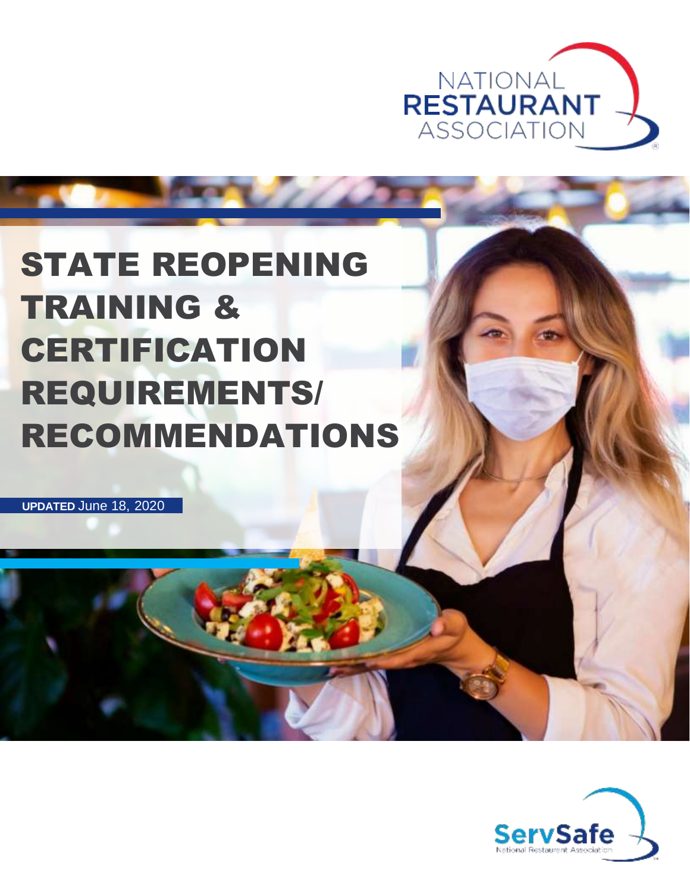NATIONAL RESTAURANT ASSOCIATION

# STATE REOPENING TRAINING & CERTIFICATION REQUIREMENTS/ RECOMMENDATIONS

**UPDATED** June 18, 2020

ServSafe
National Restaurant Association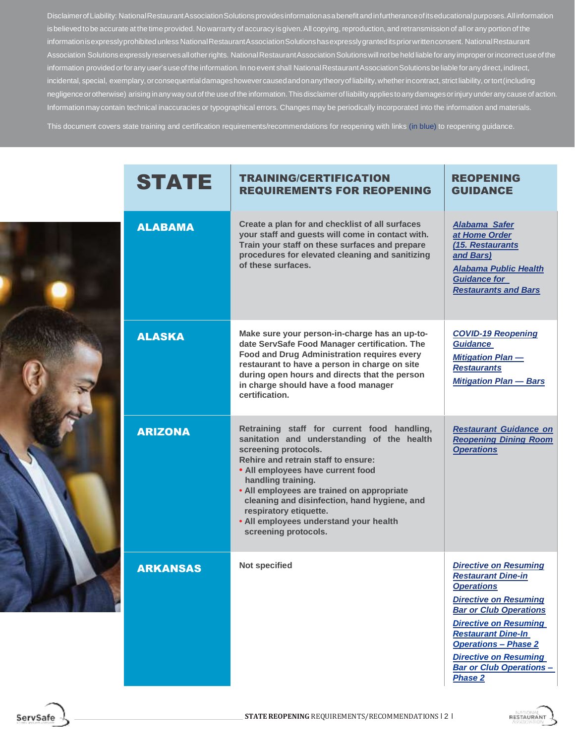Disclaimer of Liability: National Restaurant Association Solutions provides information as a benefit and in furtherance of its educational purposes. All information is believed to be accurate at the time provided. No warranty of accuracy is given. All copying, reproduction, and retransmission of all or any portion of the information is expressly prohibited unless National Restaurant Association Solutions has expressly granted its prior written consent. National Restaurant Association Solutions expressly reserves all other rights. National Restaurant Association Solutions will not be held liable for any improper or incorrect use of the information provided or for any user's use of the information. In no event shall National Restaurant Association Solutions be liable for any direct, indirect, incidental, special, exemplary, or consequential damages however caused and on any theory of liability, whether in contract, strict liability, or tort (including negligence or otherwise) arising in any way out of the use of the information. This disclaimer of liability applies to any damages or injury under any cause of action. Information may contain technical inaccuracies or typographical errors. Changes may be periodically incorporated into the information and materials.

This document covers state training and certification requirements/recommendations for reopening with links (in blue) to reopening guidance.

| STATE | TRAINING/CERTIFICATION REQUIREMENTS FOR REOPENING | REOPENING GUIDANCE |
|---|---|---|
| **ALABAMA** | Create a plan for and checklist of all surfaces your staff and guests will come in contact with. Train your staff on these surfaces and prepare procedures for elevated cleaning and sanitizing of these surfaces. | *Alabama Safer at Home Order (15. Restaurants and Bars)*<br>*Alabama Public Health Guidance for Restaurants and Bars* |
| **ALASKA** | Make sure your person-in-charge has an up-to-date ServSafe Food Manager certification. The Food and Drug Administration requires every restaurant to have a person in charge on site during open hours and directs that the person in charge should have a food manager certification. | *COVID-19 Reopening Guidance*<br>*Mitigation Plan — Restaurants*<br>*Mitigation Plan — Bars* |
| **ARIZONA** | Retraining staff for current food handling, sanitation and understanding of the health screening protocols.<br>Rehire and retrain staff to ensure:<br>• All employees have current food handling training.<br>• All employees are trained on appropriate cleaning and disinfection, hand hygiene, and respiratory etiquette.<br>• All employees understand your health screening protocols. | *Restaurant Guidance on Reopening Dining Room Operations* |
| **ARKANSAS** | Not specified | *Directive on Resuming Restaurant Dine-in Operations*<br>*Directive on Resuming Bar or Club Operations*<br>*Directive on Resuming Restaurant Dine-In Operations – Phase 2*<br>*Directive on Resuming Bar or Club Operations – Phase 2* |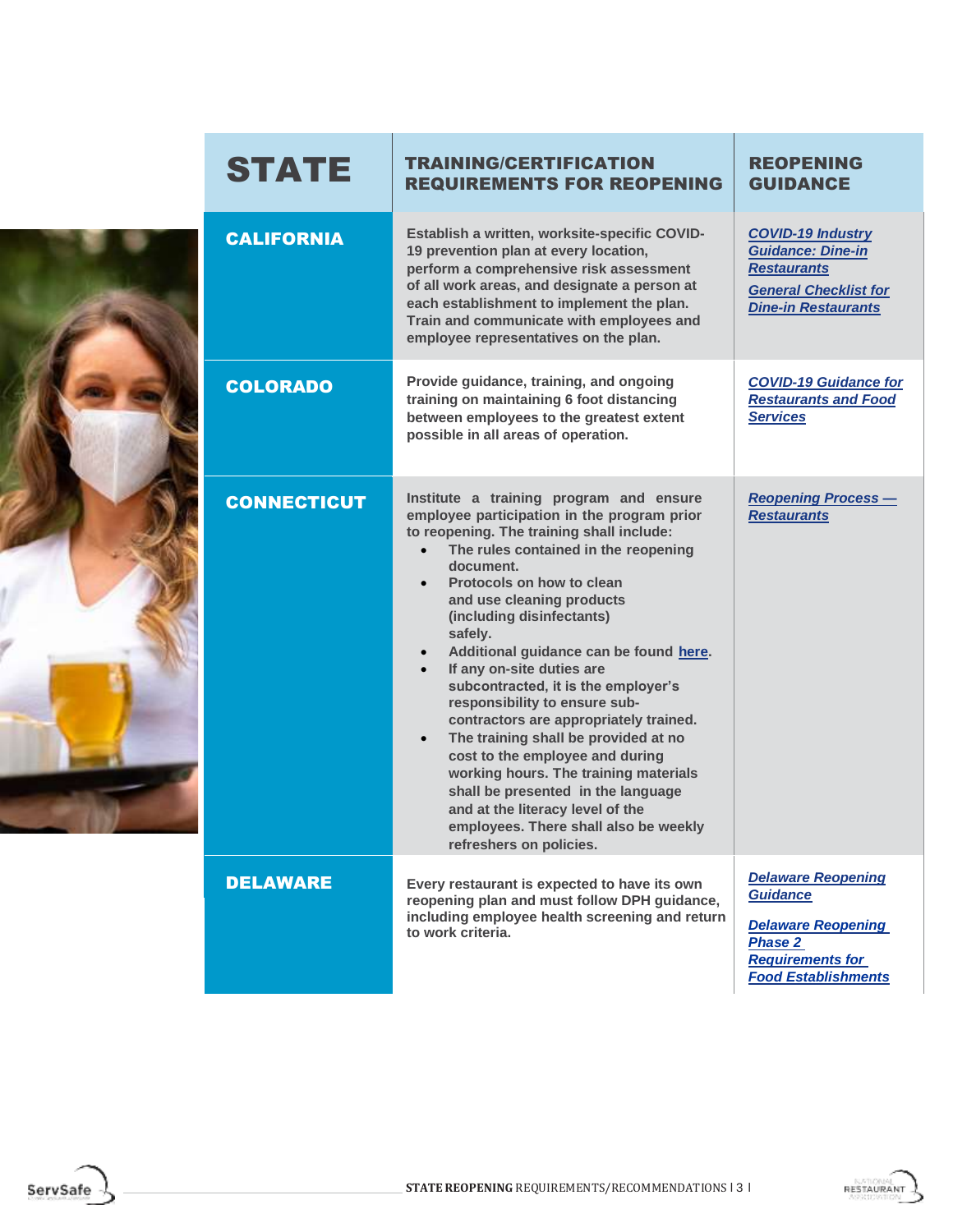| STATE | TRAINING/CERTIFICATION REQUIREMENTS FOR REOPENING | REOPENING GUIDANCE |
|---|---|---|
| **CALIFORNIA** | Establish a written, worksite-specific COVID-19 prevention plan at every location, perform a comprehensive risk assessment of all work areas, and designate a person at each establishment to implement the plan. Train and communicate with employees and employee representatives on the plan. | *COVID-19 Industry Guidance: Dine-in Restaurants*<br>*General Checklist for Dine-in Restaurants* |
| **COLORADO** | Provide guidance, training, and ongoing training on maintaining 6 foot distancing between employees to the greatest extent possible in all areas of operation. | *COVID-19 Guidance for Restaurants and Food Services* |
| **CONNECTICUT** | Institute a training program and ensure employee participation in the program prior to reopening. The training shall include:<br>• The rules contained in the reopening document.<br>• Protocols on how to clean and use cleaning products (including disinfectants) safely.<br>• Additional guidance can be found here.<br>• If any on-site duties are subcontracted, it is the employer's responsibility to ensure sub-contractors are appropriately trained.<br>• The training shall be provided at no cost to the employee and during working hours. The training materials shall be presented in the language and at the literacy level of the employees. There shall also be weekly refreshers on policies. | *Reopening Process — Restaurants* |
| **DELAWARE** | Every restaurant is expected to have its own reopening plan and must follow DPH guidance, including employee health screening and return to work criteria. | *Delaware Reopening Guidance*<br>*Delaware Reopening Phase 2 Requirements for Food Establishments* |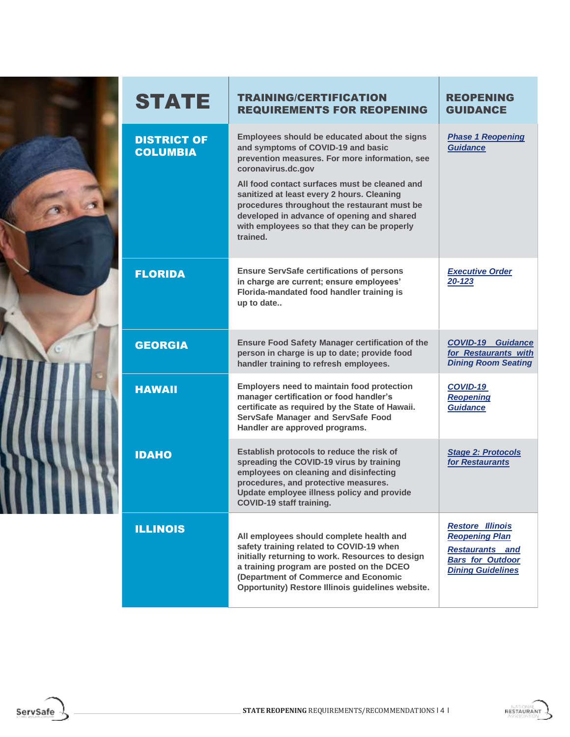| STATE | TRAINING/CERTIFICATION REQUIREMENTS FOR REOPENING | REOPENING GUIDANCE |
|---|---|---|
| **DISTRICT OF COLUMBIA** | Employees should be educated about the signs and symptoms of COVID-19 and basic prevention measures. For more information, see coronavirus.dc.gov<br><br>All food contact surfaces must be cleaned and sanitized at least every 2 hours. Cleaning procedures throughout the restaurant must be developed in advance of opening and shared with employees so that they can be properly trained. | *Phase 1 Reopening Guidance* |
| **FLORIDA** | Ensure ServSafe certifications of persons in charge are current; ensure employees' Florida-mandated food handler training is up to date.. | *Executive Order 20-123* |
| **GEORGIA** | Ensure Food Safety Manager certification of the person in charge is up to date; provide food handler training to refresh employees. | *COVID-19 Guidance for Restaurants with Dining Room Seating* |
| **HAWAII** | Employers need to maintain food protection manager certification or food handler's certificate as required by the State of Hawaii. ServSafe Manager and ServSafe Food Handler are approved programs. | *COVID-19 Reopening Guidance* |
| **IDAHO** | Establish protocols to reduce the risk of spreading the COVID-19 virus by training employees on cleaning and disinfecting procedures, and protective measures. Update employee illness policy and provide COVID-19 staff training. | *Stage 2: Protocols for Restaurants* |
| **ILLINOIS** | All employees should complete health and safety training related to COVID-19 when initially returning to work. Resources to design a training program are posted on the DCEO (Department of Commerce and Economic Opportunity) Restore Illinois guidelines website. | *Restore Illinois Reopening Plan*<br><br>*Restaurants and Bars for Outdoor Dining Guidelines* |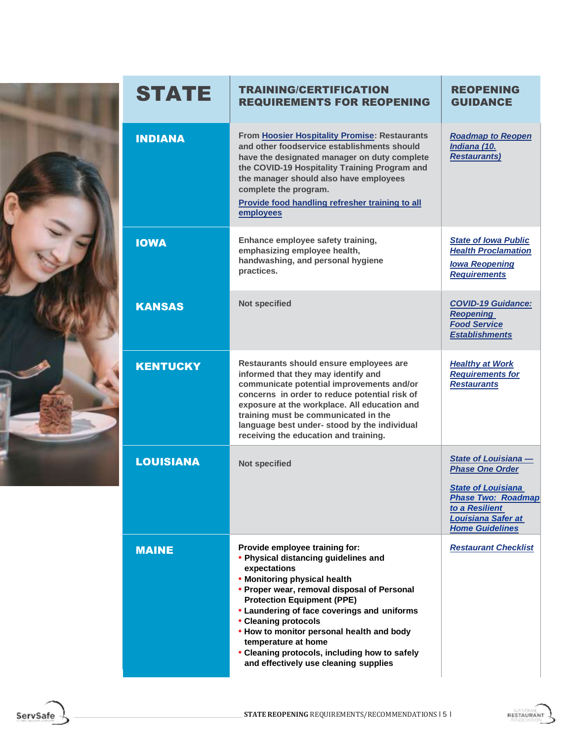| STATE | TRAINING/CERTIFICATION REQUIREMENTS FOR REOPENING | REOPENING GUIDANCE |
|---|---|---|
| **INDIANA** | From Hoosier Hospitality Promise: Restaurants and other foodservice establishments should have the designated manager on duty complete the COVID-19 Hospitality Training Program and the manager should also have employees complete the program.<br><br>Provide food handling refresher training to all employees | *Roadmap to Reopen Indiana (10. Restaurants)* |
| **IOWA** | Enhance employee safety training, emphasizing employee health, handwashing, and personal hygiene practices. | *State of Iowa Public Health Proclamation*<br><br>*Iowa Reopening Requirements* |
| **KANSAS** | Not specified | *COVID-19 Guidance: Reopening Food Service Establishments* |
| **KENTUCKY** | Restaurants should ensure employees are informed that they may identify and communicate potential improvements and/or concerns in order to reduce potential risk of exposure at the workplace. All education and training must be communicated in the language best under- stood by the individual receiving the education and training. | *Healthy at Work Requirements for Restaurants* |
| **LOUISIANA** | Not specified | *State of Louisiana — Phase One Order*<br><br>*State of Louisiana Phase Two: Roadmap to a Resilient Louisiana Safer at Home Guidelines* |
| **MAINE** | Provide employee training for:<br>• Physical distancing guidelines and expectations<br>• Monitoring physical health<br>• Proper wear, removal disposal of Personal Protection Equipment (PPE)<br>• Laundering of face coverings and uniforms<br>• Cleaning protocols<br>• How to monitor personal health and body temperature at home<br>• Cleaning protocols, including how to safely and effectively use cleaning supplies | *Restaurant Checklist* |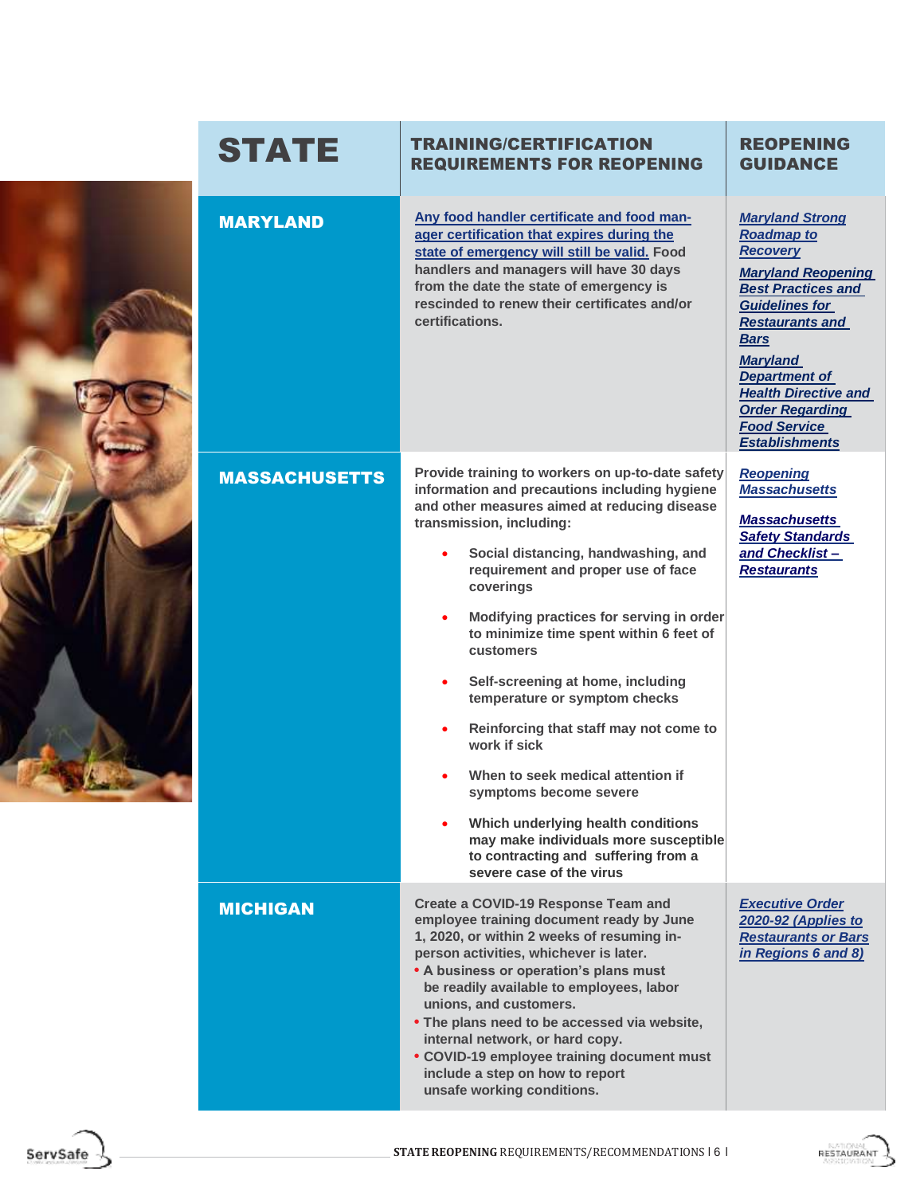| STATE | TRAINING/CERTIFICATION REQUIREMENTS FOR REOPENING | REOPENING GUIDANCE |
|---|---|---|
| **MARYLAND** | Any food handler certificate and food manager certification that expires during the state of emergency will still be valid. Food handlers and managers will have 30 days from the date the state of emergency is rescinded to renew their certificates and/or certifications. | *Maryland Strong Roadmap to Recovery*<br><br>*Maryland Reopening Best Practices and Guidelines for Restaurants and Bars*<br><br>*Maryland Department of Health Directive and Order Regarding Food Service Establishments* |
| **MASSACHUSETTS** | Provide training to workers on up-to-date safety information and precautions including hygiene and other measures aimed at reducing disease transmission, including:<br>• Social distancing, handwashing, and requirement and proper use of face coverings<br>• Modifying practices for serving in order to minimize time spent within 6 feet of customers<br>• Self-screening at home, including temperature or symptom checks<br>• Reinforcing that staff may not come to work if sick<br>• When to seek medical attention if symptoms become severe<br>• Which underlying health conditions may make individuals more susceptible to contracting and suffering from a severe case of the virus | *Reopening Massachusetts*<br><br>*Massachusetts Safety Standards and Checklist – Restaurants* |
| **MICHIGAN** | Create a COVID-19 Response Team and employee training document ready by June 1, 2020, or within 2 weeks of resuming in-person activities, whichever is later.<br>• A business or operation's plans must be readily available to employees, labor unions, and customers.<br>• The plans need to be accessed via website, internal network, or hard copy.<br>• COVID-19 employee training document must include a step on how to report unsafe working conditions. | *Executive Order 2020-92 (Applies to Restaurants or Bars in Regions 6 and 8)* |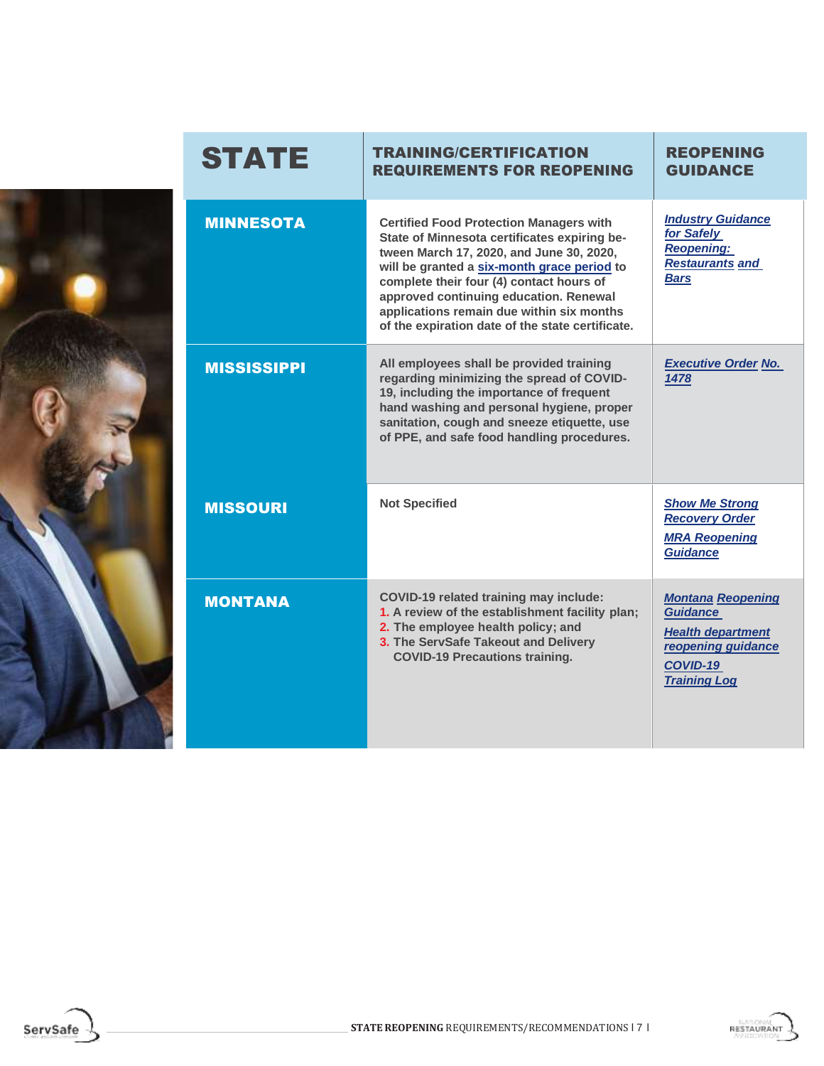| STATE | TRAINING/CERTIFICATION REQUIREMENTS FOR REOPENING | REOPENING GUIDANCE |
|---|---|---|
| **MINNESOTA** | **Certified Food Protection Managers with State of Minnesota certificates expiring between March 17, 2020, and June 30, 2020, will be granted a six-month grace period to complete their four (4) contact hours of approved continuing education. Renewal applications remain due within six months of the expiration date of the state certificate.** | *Industry Guidance for Safely Reopening: Restaurants and Bars* |
| **MISSISSIPPI** | **All employees shall be provided training regarding minimizing the spread of COVID-19, including the importance of frequent hand washing and personal hygiene, proper sanitation, cough and sneeze etiquette, use of PPE, and safe food handling procedures.** | *Executive Order No. 1478* |
| **MISSOURI** | **Not Specified** | *Show Me Strong Recovery Order*<br>*MRA Reopening Guidance* |
| **MONTANA** | **COVID-19 related training may include:**<br>**1. A review of the establishment facility plan;**<br>**2. The employee health policy; and**<br>**3. The ServSafe Takeout and Delivery COVID-19 Precautions training.** | *Montana Reopening Guidance*<br>*Health department reopening guidance*<br>*COVID-19 Training Log* |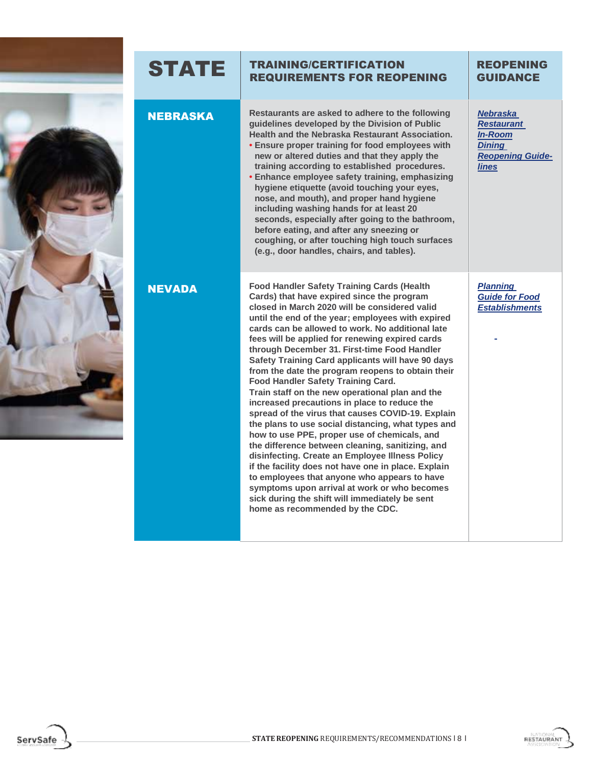| STATE | TRAINING/CERTIFICATION REQUIREMENTS FOR REOPENING | REOPENING GUIDANCE |
|---|---|---|
| **NEBRASKA** | Restaurants are asked to adhere to the following guidelines developed by the Division of Public Health and the Nebraska Restaurant Association.<br>• Ensure proper training for food employees with new or altered duties and that they apply the training according to established procedures.<br>• Enhance employee safety training, emphasizing hygiene etiquette (avoid touching your eyes, nose, and mouth), and proper hand hygiene including washing hands for at least 20 seconds, especially after going to the bathroom, before eating, and after any sneezing or coughing, or after touching high touch surfaces (e.g., door handles, chairs, and tables). | *Nebraska Restaurant In-Room Dining Reopening Guidelines* |
| **NEVADA** | Food Handler Safety Training Cards (Health Cards) that have expired since the program closed in March 2020 will be considered valid until the end of the year; employees with expired cards can be allowed to work. No additional late fees will be applied for renewing expired cards through December 31. First-time Food Handler Safety Training Card applicants will have 90 days from the date the program reopens to obtain their Food Handler Safety Training Card.<br>Train staff on the new operational plan and the increased precautions in place to reduce the spread of the virus that causes COVID-19. Explain the plans to use social distancing, what types and how to use PPE, proper use of chemicals, and the difference between cleaning, sanitizing, and disinfecting. Create an Employee Illness Policy if the facility does not have one in place. Explain to employees that anyone who appears to have symptoms upon arrival at work or who becomes sick during the shift will immediately be sent home as recommended by the CDC. | *Planning Guide for Food Establishments* |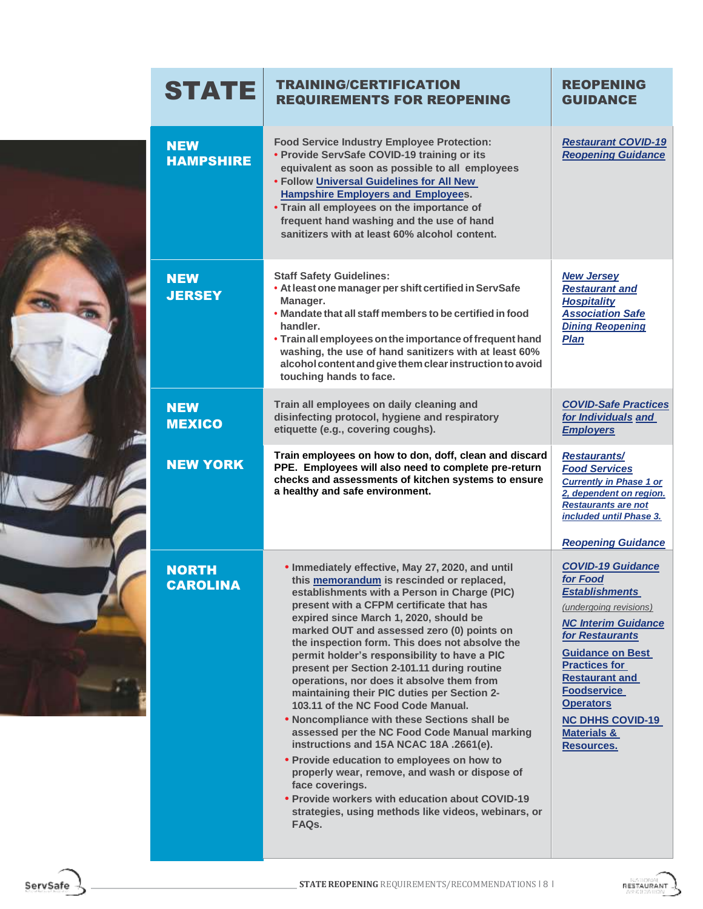| STATE | TRAINING/CERTIFICATION REQUIREMENTS FOR REOPENING | REOPENING GUIDANCE |
|---|---|---|
| NEW HAMPSHIRE | Food Service Industry Employee Protection:<br>• Provide ServSafe COVID-19 training or its equivalent as soon as possible to all employees<br>• Follow Universal Guidelines for All New Hampshire Employers and Employees.<br>• Train all employees on the importance of frequent hand washing and the use of hand sanitizers with at least 60% alcohol content. | *Restaurant COVID-19 Reopening Guidance* |
| NEW JERSEY | Staff Safety Guidelines:<br>• At least one manager per shift certified in ServSafe Manager.<br>• Mandate that all staff members to be certified in food handler.<br>• Train all employees on the importance of frequent hand washing, the use of hand sanitizers with at least 60% alcohol content and give them clear instruction to avoid touching hands to face. | *New Jersey Restaurant and Hospitality Association Safe Dining Reopening Plan* |
| NEW MEXICO | Train all employees on daily cleaning and disinfecting protocol, hygiene and respiratory etiquette (e.g., covering coughs). | *COVID-Safe Practices for Individuals and Employers* |
| NEW YORK | Train employees on how to don, doff, clean and discard PPE. Employees will also need to complete pre-return checks and assessments of kitchen systems to ensure a healthy and safe environment. | *Restaurants/ Food Services*<br>*Currently in Phase 1 or 2, dependent on region. Restaurants are not included until Phase 3.*<br>*Reopening Guidance* |
| NORTH CAROLINA | • Immediately effective, May 27, 2020, and until this memorandum is rescinded or replaced, establishments with a Person in Charge (PIC) present with a CFPM certificate that has expired since March 1, 2020, should be marked OUT and assessed zero (0) points on the inspection form. This does not absolve the permit holder's responsibility to have a PIC present per Section 2-101.11 during routine operations, nor does it absolve them from maintaining their PIC duties per Section 2-103.11 of the NC Food Code Manual.<br>• Noncompliance with these Sections shall be assessed per the NC Food Code Manual marking instructions and 15A NCAC 18A .2661(e).<br>• Provide education to employees on how to properly wear, remove, and wash or dispose of face coverings.<br>• Provide workers with education about COVID-19 strategies, using methods like videos, webinars, or FAQs. | *COVID-19 Guidance for Food Establishments*<br>*(undergoing revisions)*<br>*NC Interim Guidance for Restaurants*<br>Guidance on Best Practices for Restaurant and Foodservice Operators<br>NC DHHS COVID-19 Materials & Resources. |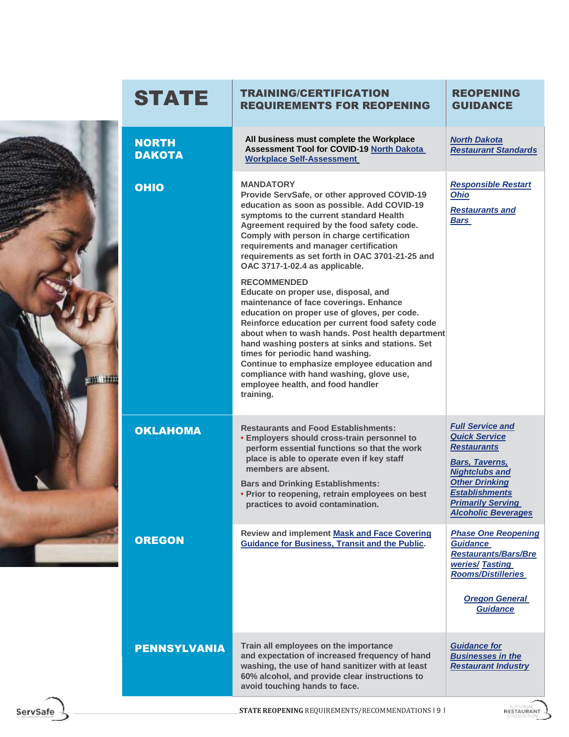| STATE | TRAINING/CERTIFICATION REQUIREMENTS FOR REOPENING | REOPENING GUIDANCE |
|---|---|---|
| **NORTH DAKOTA** | **All business must complete the Workplace Assessment Tool for COVID-19 North Dakota Workplace Self-Assessment** | *North Dakota Restaurant Standards* |
| **OHIO** | **MANDATORY**<br>Provide ServSafe, or other approved COVID-19 education as soon as possible. Add COVID-19 symptoms to the current standard Health Agreement required by the food safety code. Comply with person in charge certification requirements and manager certification requirements as set forth in OAC 3701-21-25 and OAC 3717-1-02.4 as applicable.<br><br>**RECOMMENDED**<br>Educate on proper use, disposal, and maintenance of face coverings. Enhance education on proper use of gloves, per code. Reinforce education per current food safety code about when to wash hands. Post health department hand washing posters at sinks and stations. Set times for periodic hand washing.<br>Continue to emphasize employee education and compliance with hand washing, glove use, employee health, and food handler training. | *Responsible Restart Ohio*<br><br>*Restaurants and Bars* |
| **OKLAHOMA** | Restaurants and Food Establishments:<br>• Employers should cross-train personnel to perform essential functions so that the work place is able to operate even if key staff members are absent.<br><br>Bars and Drinking Establishments:<br>• Prior to reopening, retrain employees on best practices to avoid contamination. | *Full Service and Quick Service Restaurants*<br><br>*Bars, Taverns, Nightclubs and Other Drinking Establishments Primarily Serving Alcoholic Beverages* |
| **OREGON** | Review and implement Mask and Face Covering Guidance for Business, Transit and the Public. | *Phase One Reopening Guidance Restaurants/Bars/Breweries/ Tasting Rooms/Distilleries*<br><br>*Oregon General Guidance* |
| **PENNSYLVANIA** | Train all employees on the importance and expectation of increased frequency of hand washing, the use of hand sanitizer with at least 60% alcohol, and provide clear instructions to avoid touching hands to face. | *Guidance for Businesses in the Restaurant Industry* |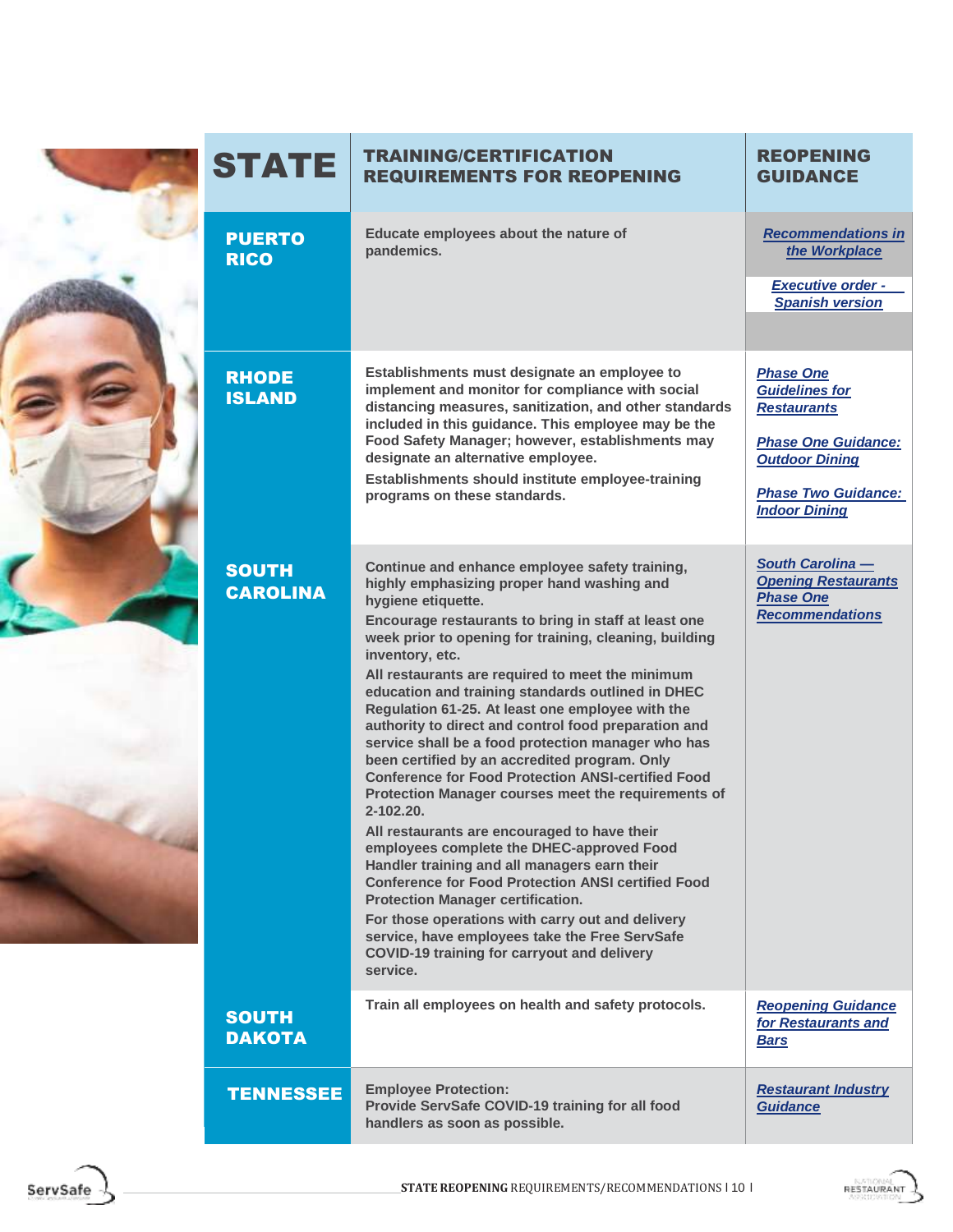| STATE | TRAINING/CERTIFICATION REQUIREMENTS FOR REOPENING | REOPENING GUIDANCE |
|---|---|---|
| **PUERTO RICO** | Educate employees about the nature of pandemics. | *Recommendations in the Workplace*<br><br>*Executive order - Spanish version* |
| **RHODE ISLAND** | Establishments must designate an employee to implement and monitor for compliance with social distancing measures, sanitization, and other standards included in this guidance. This employee may be the Food Safety Manager; however, establishments may designate an alternative employee.<br>Establishments should institute employee-training programs on these standards. | *Phase One Guidelines for Restaurants*<br><br>*Phase One Guidance: Outdoor Dining*<br><br>*Phase Two Guidance: Indoor Dining* |
| **SOUTH CAROLINA** | Continue and enhance employee safety training, highly emphasizing proper hand washing and hygiene etiquette.<br>Encourage restaurants to bring in staff at least one week prior to opening for training, cleaning, building inventory, etc.<br>All restaurants are required to meet the minimum education and training standards outlined in DHEC Regulation 61-25. At least one employee with the authority to direct and control food preparation and service shall be a food protection manager who has been certified by an accredited program. Only Conference for Food Protection ANSI-certified Food Protection Manager courses meet the requirements of 2-102.20.<br>All restaurants are encouraged to have their employees complete the DHEC-approved Food Handler training and all managers earn their Conference for Food Protection ANSI certified Food Protection Manager certification.<br>For those operations with carry out and delivery service, have employees take the Free ServSafe COVID-19 training for carryout and delivery service. | *South Carolina — Opening Restaurants Phase One Recommendations* |
| **SOUTH DAKOTA** | Train all employees on health and safety protocols. | *Reopening Guidance for Restaurants and Bars* |
| **TENNESSEE** | Employee Protection:<br>Provide ServSafe COVID-19 training for all food handlers as soon as possible. | *Restaurant Industry Guidance* |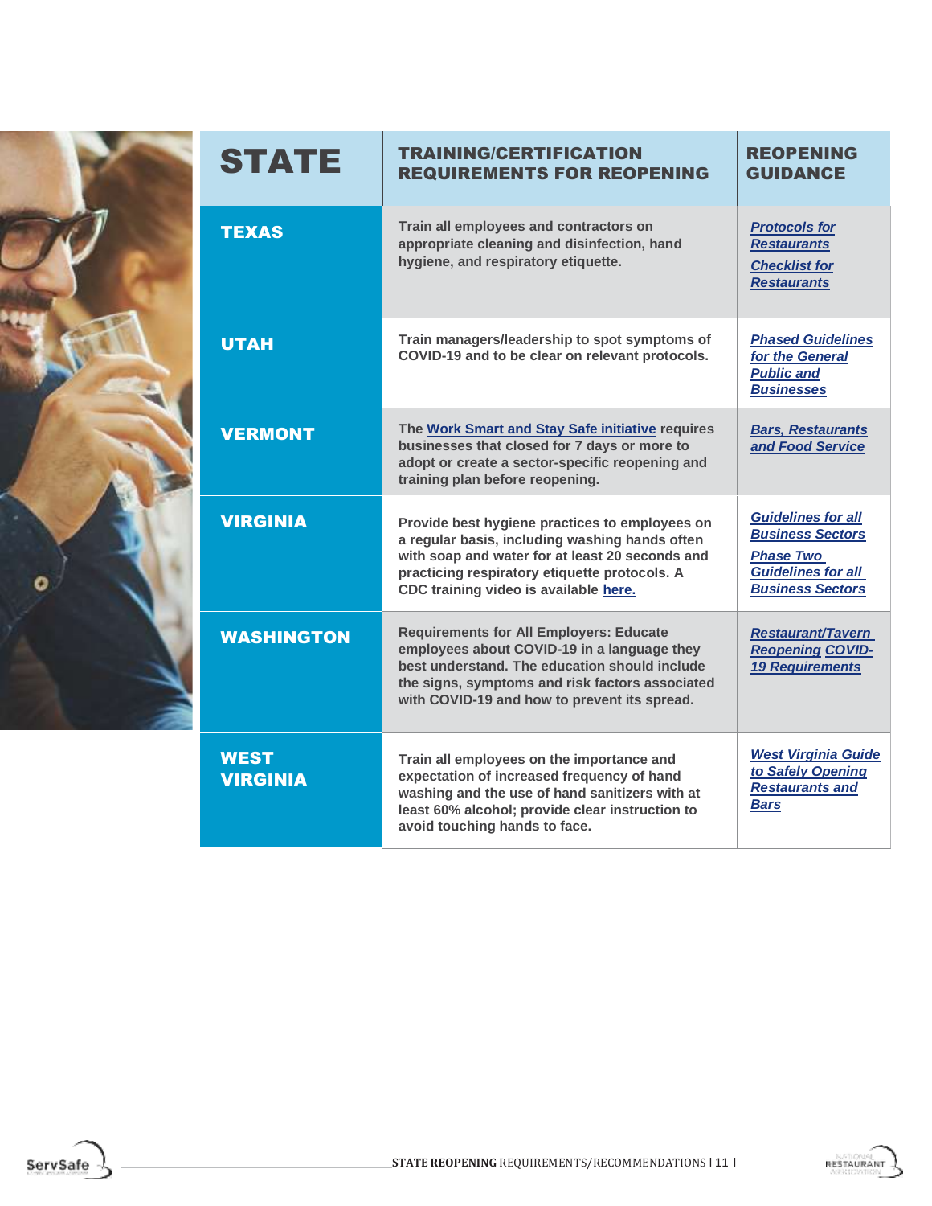| STATE | TRAINING/CERTIFICATION REQUIREMENTS FOR REOPENING | REOPENING GUIDANCE |
|---|---|---|
| TEXAS | Train all employees and contractors on appropriate cleaning and disinfection, hand hygiene, and respiratory etiquette. | Protocols for Restaurants<br>Checklist for Restaurants |
| UTAH | Train managers/leadership to spot symptoms of COVID-19 and to be clear on relevant protocols. | Phased Guidelines for the General Public and Businesses |
| VERMONT | The Work Smart and Stay Safe initiative requires businesses that closed for 7 days or more to adopt or create a sector-specific reopening and training plan before reopening. | Bars, Restaurants and Food Service |
| VIRGINIA | Provide best hygiene practices to employees on a regular basis, including washing hands often with soap and water for at least 20 seconds and practicing respiratory etiquette protocols. A CDC training video is available here. | Guidelines for all Business Sectors<br>Phase Two Guidelines for all Business Sectors |
| WASHINGTON | Requirements for All Employers: Educate employees about COVID-19 in a language they best understand. The education should include the signs, symptoms and risk factors associated with COVID-19 and how to prevent its spread. | Restaurant/Tavern Reopening COVID-19 Requirements |
| WEST VIRGINIA | Train all employees on the importance and expectation of increased frequency of hand washing and the use of hand sanitizers with at least 60% alcohol; provide clear instruction to avoid touching hands to face. | West Virginia Guide to Safely Opening Restaurants and Bars |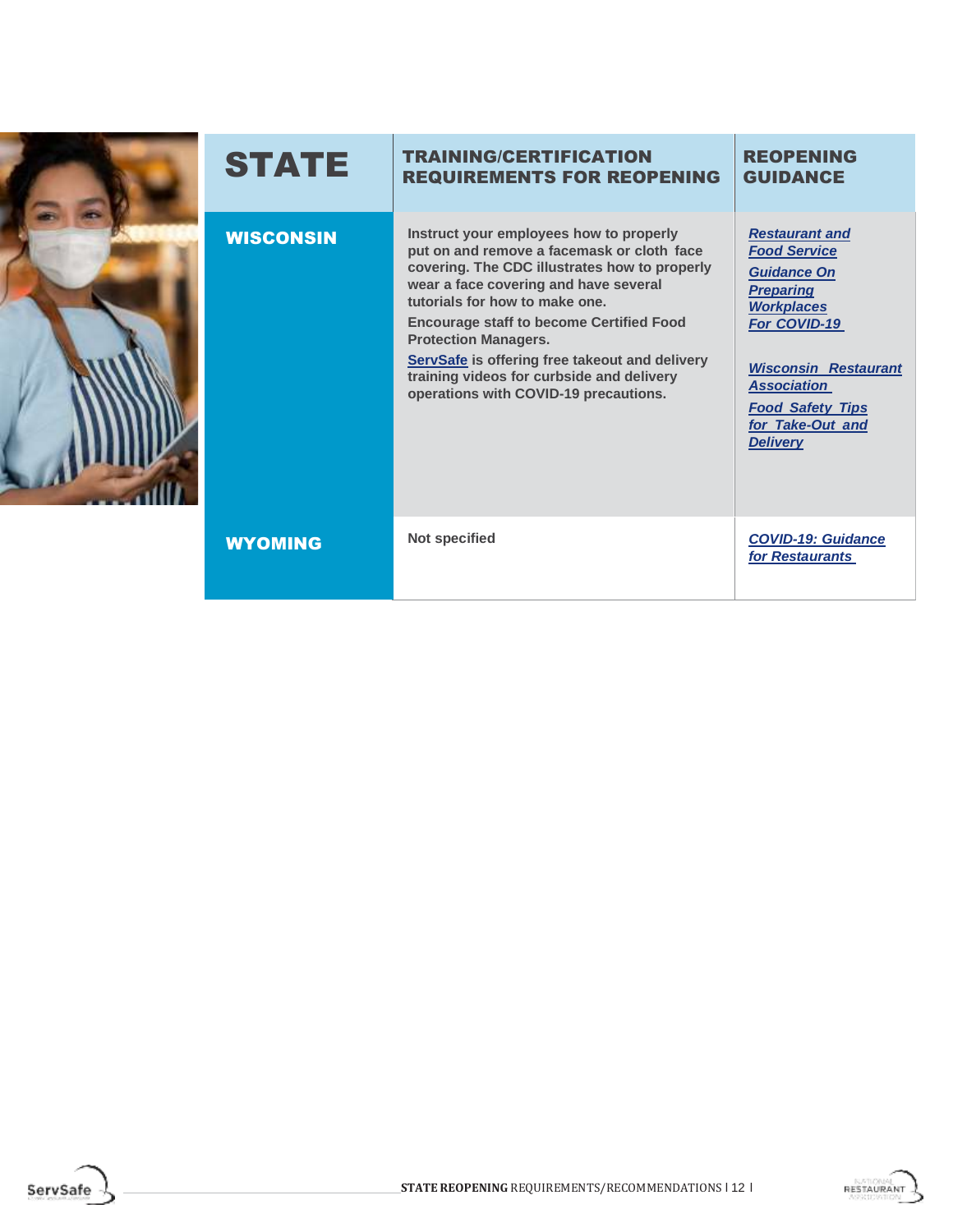| STATE | TRAINING/CERTIFICATION REQUIREMENTS FOR REOPENING | REOPENING GUIDANCE |
| --- | --- | --- |
| **WISCONSIN** | Instruct your employees how to properly put on and remove a facemask or cloth face covering. The CDC illustrates how to properly wear a face covering and have several tutorials for how to make one.<br>Encourage staff to become Certified Food Protection Managers.<br>ServSafe is offering free takeout and delivery training videos for curbside and delivery operations with COVID-19 precautions. | *Restaurant and Food Service*<br>*Guidance On Preparing Workplaces For COVID-19*<br>*Wisconsin Restaurant Association*<br>*Food Safety Tips for Take-Out and Delivery* |
| **WYOMING** | Not specified | *COVID-19: Guidance for Restaurants* |